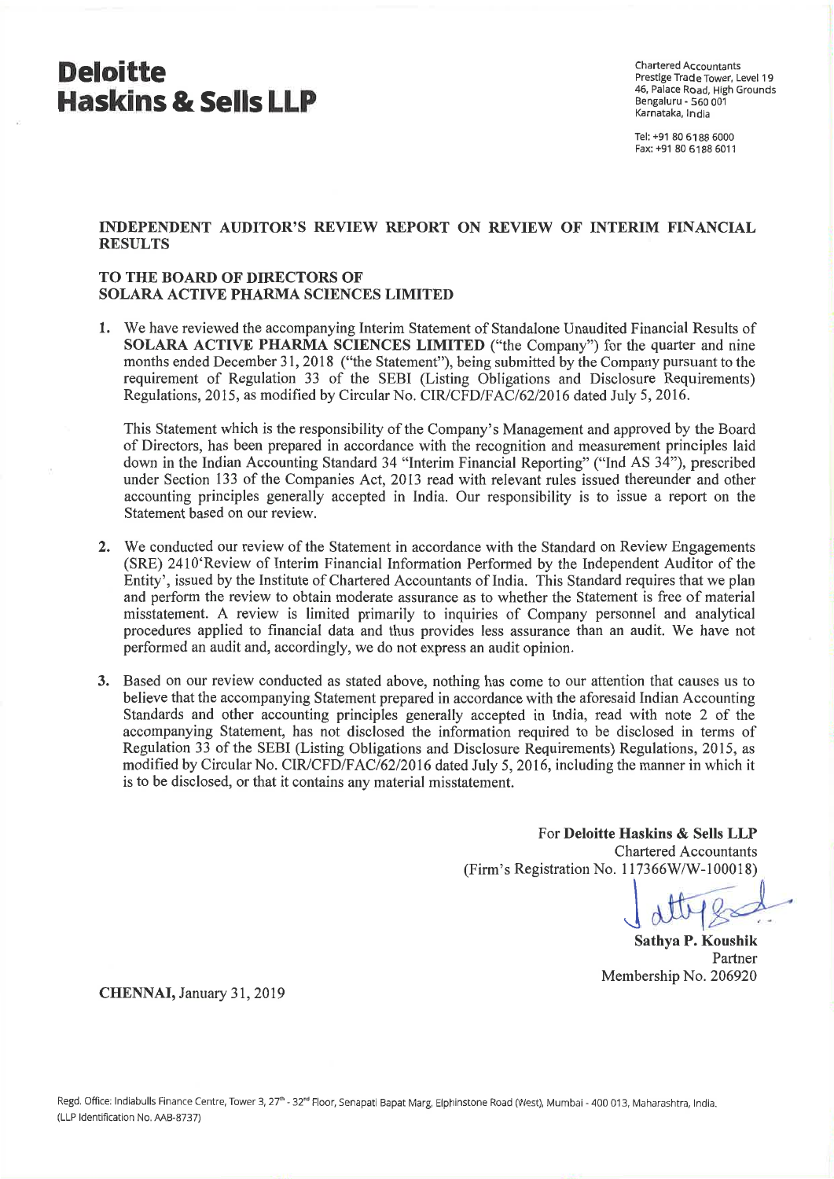# Deloitte Haskins & Sells LLP

Chartered Accountants
Prestige Trade Tower, Level 19
46, Palace Road, High Grounds
Bengaluru - 560 001
Karnataka, India

Tel: +91 80 6188 6000
Fax: +91 80 6188 6011

## INDEPENDENT AUDITOR'S REVIEW REPORT ON REVIEW OF INTERIM FINANCIAL RESULTS

### TO THE BOARD OF DIRECTORS OF SOLARA ACTIVE PHARMA SCIENCES LIMITED

1. We have reviewed the accompanying Interim Statement of Standalone Unaudited Financial Results of **SOLARA ACTIVE PHARMA SCIENCES LIMITED** ("the Company") for the quarter and nine months ended December 31, 2018 ("the Statement"), being submitted by the Company pursuant to the requirement of Regulation 33 of the SEBI (Listing Obligations and Disclosure Requirements) Regulations, 2015, as modified by Circular No. CIR/CFD/FAC/62/2016 dated July 5, 2016.

   This Statement which is the responsibility of the Company's Management and approved by the Board of Directors, has been prepared in accordance with the recognition and measurement principles laid down in the Indian Accounting Standard 34 "Interim Financial Reporting" ("Ind AS 34"), prescribed under Section 133 of the Companies Act, 2013 read with relevant rules issued thereunder and other accounting principles generally accepted in India. Our responsibility is to issue a report on the Statement based on our review.

2. We conducted our review of the Statement in accordance with the Standard on Review Engagements (SRE) 2410'Review of Interim Financial Information Performed by the Independent Auditor of the Entity', issued by the Institute of Chartered Accountants of India. This Standard requires that we plan and perform the review to obtain moderate assurance as to whether the Statement is free of material misstatement. A review is limited primarily to inquiries of Company personnel and analytical procedures applied to financial data and thus provides less assurance than an audit. We have not performed an audit and, accordingly, we do not express an audit opinion.

3. Based on our review conducted as stated above, nothing has come to our attention that causes us to believe that the accompanying Statement prepared in accordance with the aforesaid Indian Accounting Standards and other accounting principles generally accepted in India, read with note 2 of the accompanying Statement, has not disclosed the information required to be disclosed in terms of Regulation 33 of the SEBI (Listing Obligations and Disclosure Requirements) Regulations, 2015, as modified by Circular No. CIR/CFD/FAC/62/2016 dated July 5, 2016, including the manner in which it is to be disclosed, or that it contains any material misstatement.

For **Deloitte Haskins & Sells LLP**
Chartered Accountants
(Firm's Registration No. 117366W/W-100018)

**Sathya P. Koushik**
Partner
Membership No. 206920

**CHENNAI,** January 31, 2019

Regd. Office: Indiabulls Finance Centre, Tower 3, 27th - 32nd Floor, Senapati Bapat Marg, Elphinstone Road (West), Mumbai - 400 013, Maharashtra, India.
(LLP Identification No. AAB-8737)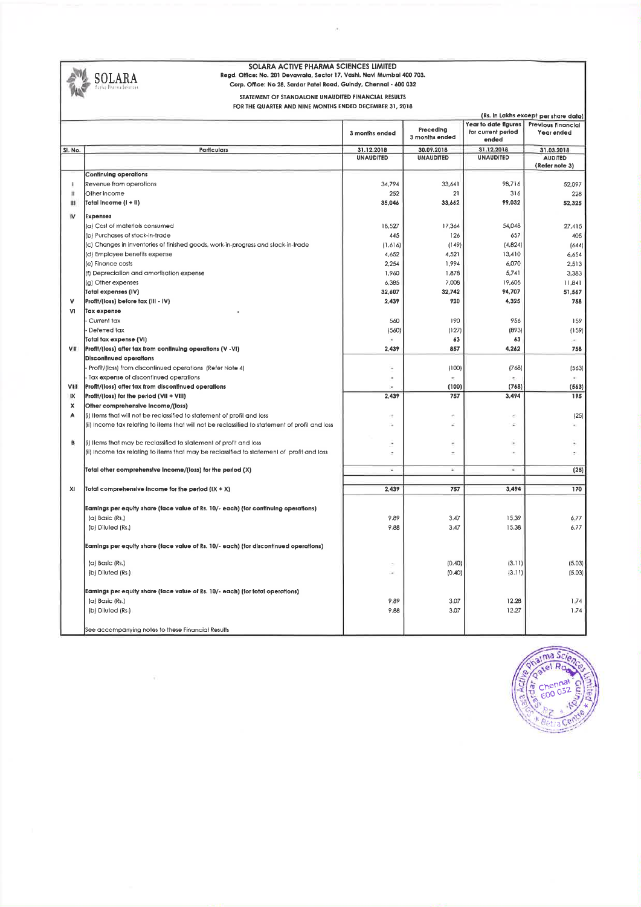**SOLARA ACTIVE PHARMA SCIENCES LIMITED**

**Regd. Office: No. 201 Devavrata, Sector 17, Vashi, Navi Mumbai 400 703.**

**Corp. Office: No 28, Sardar Patel Road, Guindy, Chennai - 600 032**

**STATEMENT OF STANDALONE UNAUDITED FINANCIAL RESULTS**

**FOR THE QUARTER AND NINE MONTHS ENDED DECEMBER 31, 2018**

(Rs. in Lakhs except per share data)

| Sl. No. | Particulars | 3 months ended | Preceding 3 months ended | Year to date figures for current period ended | Previous Financial Year ended |
|---|---|---|---|---|---|
| | | 31.12.2018 | 30.09.2018 | 31.12.2018 | 31.03.2018 |
| | | UNAUDITED | UNAUDITED | UNAUDITED | AUDITED (Refer note 3) |
| | **Continuing operations** | | | | |
| I | Revenue from operations | 34,794 | 33,641 | 98,716 | 52,097 |
| II | Other income | 252 | 21 | 316 | 228 |
| III | **Total income (I + II)** | **35,046** | **33,662** | **99,032** | **52,325** |
| IV | **Expenses** | | | | |
| | (a) Cost of materials consumed | 18,527 | 17,364 | 54,048 | 27,415 |
| | (b) Purchases of stock-in-trade | 445 | 126 | 657 | 405 |
| | (c) Changes in inventories of finished goods, work-in-progress and stock-in-trade | (1,616) | (149) | (4,824) | (644) |
| | (d) Employee benefits expense | 4,652 | 4,521 | 13,410 | 6,654 |
| | (e) Finance costs | 2,254 | 1,994 | 6,070 | 2,513 |
| | (f) Depreciation and amortisation expense | 1,960 | 1,878 | 5,741 | 3,383 |
| | (g) Other expenses | 6,385 | 7,008 | 19,605 | 11,841 |
| | **Total expenses (IV)** | **32,607** | **32,742** | **94,707** | **51,567** |
| V | **Profit/(loss) before tax (III - IV)** | **2,439** | **920** | **4,325** | **758** |
| VI | **Tax expense** | | | | |
| | - Current tax | 560 | 190 | 956 | 159 |
| | - Deferred tax | (560) | (127) | (893) | (159) |
| | **Total tax expense (VI)** | - | **63** | **63** | - |
| VII | **Profit/(loss) after tax from continuing operations (V -VI)** | **2,439** | **857** | **4,262** | **758** |
| | **Discontinued operations** | | | | |
| | - Profit/(loss) from discontinued operations (Refer Note 4) | - | (100) | (768) | (563) |
| | - Tax expense of discontinued operations | - | - | - | - |
| VIII | **Profit/(loss) after tax from discontinued operations** | - | **(100)** | **(768)** | **(563)** |
| IX | **Profit/(loss) for the period (VII + VIII)** | **2,439** | **757** | **3,494** | **195** |
| X | **Other comprehensive income/(loss)** | | | | |
| A | (i) Items that will not be reclassified to statement of profit and loss | - | - | - | (25) |
| | (ii) Income tax relating to items that will not be reclassified to statement of profit and loss | - | - | - | - |
| B | (i) Items that may be reclassified to statement of profit and loss | - | - | - | - |
| | (ii) Income tax relating to items that may be reclassified to statement of profit and loss | - | - | - | - |
| | **Total other comprehensive income/(loss) for the period (X)** | - | - | - | **(25)** |
| XI | **Total comprehensive income for the period (IX + X)** | **2,439** | **757** | **3,494** | **170** |
| | **Earnings per equity share (face value of Rs. 10/- each) (for continuing operations)** | | | | |
| | (a) Basic (Rs.) | 9.89 | 3.47 | 15.39 | 6.77 |
| | (b) Diluted (Rs.) | 9.88 | 3.47 | 15.38 | 6.77 |
| | **Earnings per equity share (face value of Rs. 10/- each) (for discontinued operations)** | | | | |
| | (a) Basic (Rs.) | - | (0.40) | (3.11) | (5.03) |
| | (b) Diluted (Rs.) | - | (0.40) | (3.11) | (5.03) |
| | **Earnings per equity share (face value of Rs. 10/- each) (for total operations)** | | | | |
| | (a) Basic (Rs.) | 9.89 | 3.07 | 12.28 | 1.74 |
| | (b) Diluted (Rs.) | 9.88 | 3.07 | 12.27 | 1.74 |
| | See accompanying notes to these Financial Results | | | | |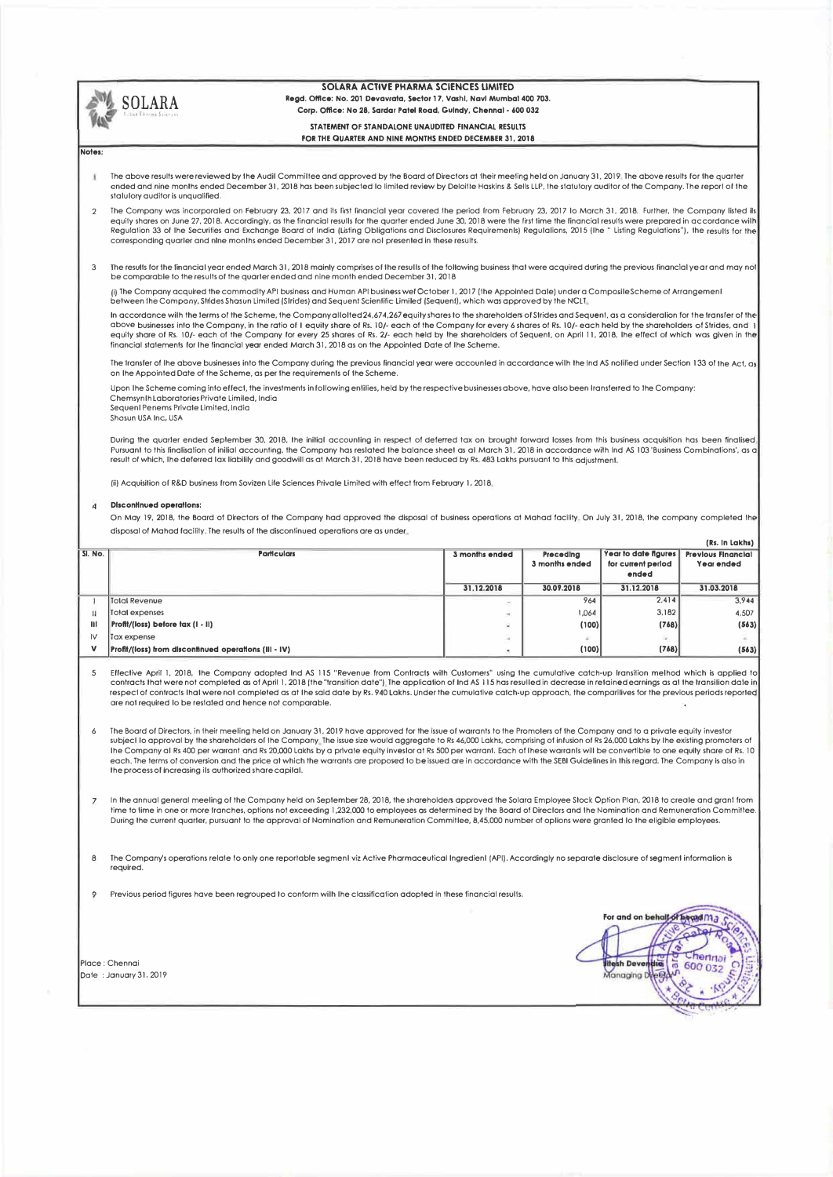**SOLARA ACTIVE PHARMA SCIENCES LIMITED**
**Regd. Office: No. 201 Devavrata, Sector 17, Vashi, Navi Mumbai 400 703.**
**Corp. Office: No 28, Sardar Patel Road, Guindy, Chennai - 600 032**

**STATEMENT OF STANDALONE UNAUDITED FINANCIAL RESULTS**
**FOR THE QUARTER AND NINE MONTHS ENDED DECEMBER 31, 2018**

**Notes:**

1. The above results were reviewed by the Audit Committee and approved by the Board of Directors at their meeting held on January 31, 2019. The above results for the quarter ended and nine months ended December 31, 2018 has been subjected to limited review by Deloitte Haskins & Sells LLP, the statutory auditor of the Company. The report of the statutory auditor is unqualified.

2. The Company was incorporated on February 23, 2017 and its first financial year covered the period from February 23, 2017 to March 31, 2018. Further, the Company listed its equity shares on June 27, 2018. Accordingly, as the financial results for the quarter ended June 30, 2018 were the first time the financial results were prepared in accordance with Regulation 33 of the Securities and Exchange Board of India (Listing Obligations and Disclosures Requirements) Regulations, 2015 (the " Listing Regulations"), the results for the corresponding quarter and nine months ended December 31, 2017 are not presented in these results.

3. The results for the financial year ended March 31, 2018 mainly comprises of the results of the following business that were acquired during the previous financial year and may not be comparable to the results of the quarter ended and nine month ended December 31, 2018

   (i) The Company acquired the commodity API business and Human API business wef October 1, 2017 (the Appointed Date) under a Composite Scheme of Arrangement between the Company, Strides Shasun Limited (Strides) and Sequent Scientific Limited (Sequent), which was approved by the NCLT.

   In accordance with the terms of the Scheme, the Company allotted 24,674,267 equity shares to the shareholders of Strides and Sequent, as a consideration for the transfer of the above businesses into the Company, in the ratio of 1 equity share of Rs. 10/- each of the Company for every 6 shares of Rs. 10/- each held by the shareholders of Strides, and 1 equity share of Rs. 10/- each of the Company for every 25 shares of Rs. 2/- each held by the shareholders of Sequent, on April 11, 2018, the effect of which was given in the financial statements for the financial year ended March 31, 2018 as on the Appointed Date of the Scheme.

   The transfer of the above businesses into the Company during the previous financial year were accounted in accordance with the Ind AS notified under Section 133 of the Act, as on the Appointed Date of the Scheme, as per the requirements of the Scheme.

   Upon the Scheme coming into effect, the investments in following entities, held by the respective businesses above, have also been transferred to the Company:
   Chemsynth Laboratories Private Limited, India
   Sequent Penems Private Limited, India
   Shasun USA Inc, USA

   During the quarter ended September 30, 2018, the initial accounting in respect of deferred tax on brought forward losses from this business acquisition has been finalised. Pursuant to this finalisation of initial accounting, the Company has restated the balance sheet as at March 31, 2018 in accordance with Ind AS 103 'Business Combinations', as a result of which, the deferred tax liability and goodwill as at March 31, 2018 have been reduced by Rs. 483 Lakhs pursuant to this adjustment.

   (ii) Acquisition of R&D business from Sovizen Life Sciences Private Limited with effect from February 1, 2018.

4. **Discontinued operations:**

   On May 19, 2018, the Board of Directors of the Company had approved the disposal of business operations at Mahad facility. On July 31, 2018, the company completed the disposal of Mahad facility. The results of the discontinued operations are as under.

(Rs. in Lakhs)

| Sl. No. | Particulars | 3 months ended | Preceding 3 months ended | Year to date figures for current period ended | Previous Financial Year ended |
|---|---|---|---|---|---|
| | | 31.12.2018 | 30.09.2018 | 31.12.2018 | 31.03.2018 |
| I | Total Revenue | - | 964 | 2,414 | 3,944 |
| II | Total expenses | - | 1,064 | 3,182 | 4,507 |
| III | Profit/(loss) before tax (I - II) | - | (100) | (768) | (563) |
| IV | Tax expense | - | - | - | - |
| V | Profit/(loss) from discontinued operations (III - IV) | - | (100) | (768) | (563) |

5. Effective April 1, 2018, the Company adopted Ind AS 115 "Revenue from Contracts with Customers" using the cumulative catch-up transition method which is applied to contracts that were not completed as of April 1, 2018 (the "transition date"). The application of Ind AS 115 has resulted in decrease in retained earnings as at the transition date in respect of contracts that were not completed as at the said date by Rs. 940 Lakhs. Under the cumulative catch-up approach, the comparitives for the previous periods reported are not required to be restated and hence not comparable.

6. The Board of Directors, in their meeting held on January 31, 2019 have approved for the issue of warrants to the Promoters of the Company and to a private equity investor subject to approval by the shareholders of the Company. The issue size would aggregate to Rs 46,000 Lakhs, comprising of infusion of Rs 26,000 Lakhs by the existing promoters of the Company at Rs 400 per warrant and Rs 20,000 Lakhs by a private equity investor at Rs 500 per warrant. Each of these warrants will be convertible to one equity share of Rs. 10 each. The terms of conversion and the price at which the warrants are proposed to be issued are in accordance with the SEBI Guidelines in this regard. The Company is also in the process of increasing its authorized share capital.

7. In the annual general meeting of the Company held on September 28, 2018, the shareholders approved the Solara Employee Stock Option Plan, 2018 to create and grant from time to time in one or more tranches, options not exceeding 1,232,000 to employees as determined by the Board of Directors and the Nomination and Remuneration Committee. During the current quarter, pursuant to the approval of Nomination and Remuneration Committee, 8,45,000 number of options were granted to the eligible employees.

8. The Company's operations relate to only one reportable segment viz Active Pharmaceutical Ingredient (API). Accordingly no separate disclosure of segment information is required.

9. Previous period figures have been regrouped to conform with the classification adopted in these financial results.

For and on behalf of board

Jitesh Devendra
Managing Director

Place : Chennai
Date : January 31, 2019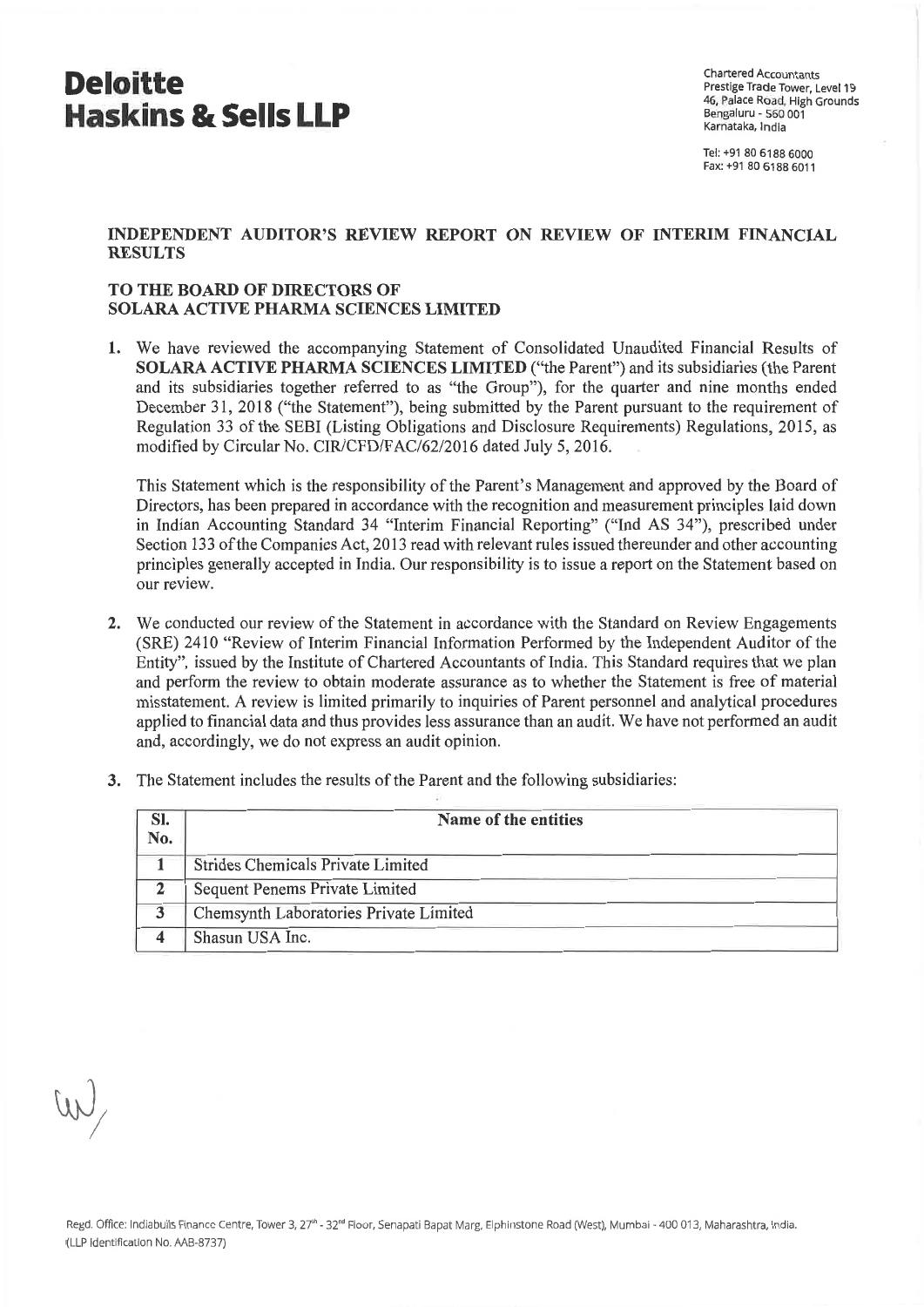# Deloitte Haskins & Sells LLP

Chartered Accountants
Prestige Trade Tower, Level 19
46, Palace Road, High Grounds
Bengaluru - 560 001
Karnataka, India

Tel: +91 80 6188 6000
Fax: +91 80 6188 6011

## INDEPENDENT AUDITOR'S REVIEW REPORT ON REVIEW OF INTERIM FINANCIAL RESULTS

### TO THE BOARD OF DIRECTORS OF SOLARA ACTIVE PHARMA SCIENCES LIMITED

1. We have reviewed the accompanying Statement of Consolidated Unaudited Financial Results of **SOLARA ACTIVE PHARMA SCIENCES LIMITED** ("the Parent") and its subsidiaries (the Parent and its subsidiaries together referred to as "the Group"), for the quarter and nine months ended December 31, 2018 ("the Statement"), being submitted by the Parent pursuant to the requirement of Regulation 33 of the SEBI (Listing Obligations and Disclosure Requirements) Regulations, 2015, as modified by Circular No. CIR/CFD/FAC/62/2016 dated July 5, 2016.

   This Statement which is the responsibility of the Parent's Management and approved by the Board of Directors, has been prepared in accordance with the recognition and measurement principles laid down in Indian Accounting Standard 34 "Interim Financial Reporting" ("Ind AS 34"), prescribed under Section 133 of the Companies Act, 2013 read with relevant rules issued thereunder and other accounting principles generally accepted in India. Our responsibility is to issue a report on the Statement based on our review.

2. We conducted our review of the Statement in accordance with the Standard on Review Engagements (SRE) 2410 "Review of Interim Financial Information Performed by the Independent Auditor of the Entity", issued by the Institute of Chartered Accountants of India. This Standard requires that we plan and perform the review to obtain moderate assurance as to whether the Statement is free of material misstatement. A review is limited primarily to inquiries of Parent personnel and analytical procedures applied to financial data and thus provides less assurance than an audit. We have not performed an audit and, accordingly, we do not express an audit opinion.

3. The Statement includes the results of the Parent and the following subsidiaries:

| Sl. No. | Name of the entities |
|---|---|
| 1 | Strides Chemicals Private Limited |
| 2 | Sequent Penems Private Limited |
| 3 | Chemsynth Laboratories Private Limited |
| 4 | Shasun USA Inc. |

Regd. Office: Indiabulls Finance Centre, Tower 3, 27th - 32nd Floor, Senapati Bapat Marg, Elphinstone Road (West), Mumbai - 400 013, Maharashtra, India.
(LLP Identification No. AAB-8737)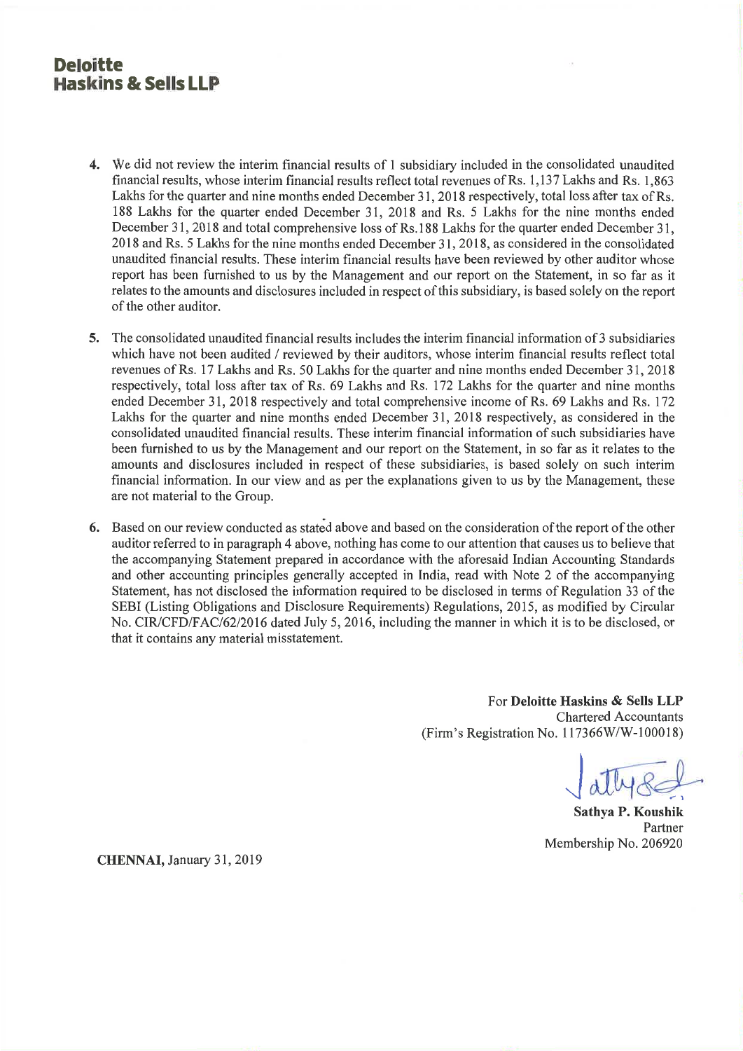**Deloitte**
**Haskins & Sells LLP**

4. We did not review the interim financial results of 1 subsidiary included in the consolidated unaudited financial results, whose interim financial results reflect total revenues of Rs. 1,137 Lakhs and Rs. 1,863 Lakhs for the quarter and nine months ended December 31, 2018 respectively, total loss after tax of Rs. 188 Lakhs for the quarter ended December 31, 2018 and Rs. 5 Lakhs for the nine months ended December 31, 2018 and total comprehensive loss of Rs.188 Lakhs for the quarter ended December 31, 2018 and Rs. 5 Lakhs for the nine months ended December 31, 2018, as considered in the consolidated unaudited financial results. These interim financial results have been reviewed by other auditor whose report has been furnished to us by the Management and our report on the Statement, in so far as it relates to the amounts and disclosures included in respect of this subsidiary, is based solely on the report of the other auditor.

5. The consolidated unaudited financial results includes the interim financial information of 3 subsidiaries which have not been audited / reviewed by their auditors, whose interim financial results reflect total revenues of Rs. 17 Lakhs and Rs. 50 Lakhs for the quarter and nine months ended December 31, 2018 respectively, total loss after tax of Rs. 69 Lakhs and Rs. 172 Lakhs for the quarter and nine months ended December 31, 2018 respectively and total comprehensive income of Rs. 69 Lakhs and Rs. 172 Lakhs for the quarter and nine months ended December 31, 2018 respectively, as considered in the consolidated unaudited financial results. These interim financial information of such subsidiaries have been furnished to us by the Management and our report on the Statement, in so far as it relates to the amounts and disclosures included in respect of these subsidiaries, is based solely on such interim financial information. In our view and as per the explanations given to us by the Management, these are not material to the Group.

6. Based on our review conducted as stated above and based on the consideration of the report of the other auditor referred to in paragraph 4 above, nothing has come to our attention that causes us to believe that the accompanying Statement prepared in accordance with the aforesaid Indian Accounting Standards and other accounting principles generally accepted in India, read with Note 2 of the accompanying Statement, has not disclosed the information required to be disclosed in terms of Regulation 33 of the SEBI (Listing Obligations and Disclosure Requirements) Regulations, 2015, as modified by Circular No. CIR/CFD/FAC/62/2016 dated July 5, 2016, including the manner in which it is to be disclosed, or that it contains any material misstatement.

For **Deloitte Haskins & Sells LLP**
Chartered Accountants
(Firm's Registration No. 117366W/W-100018)

**Sathya P. Koushik**
Partner
Membership No. 206920

**CHENNAI,** January 31, 2019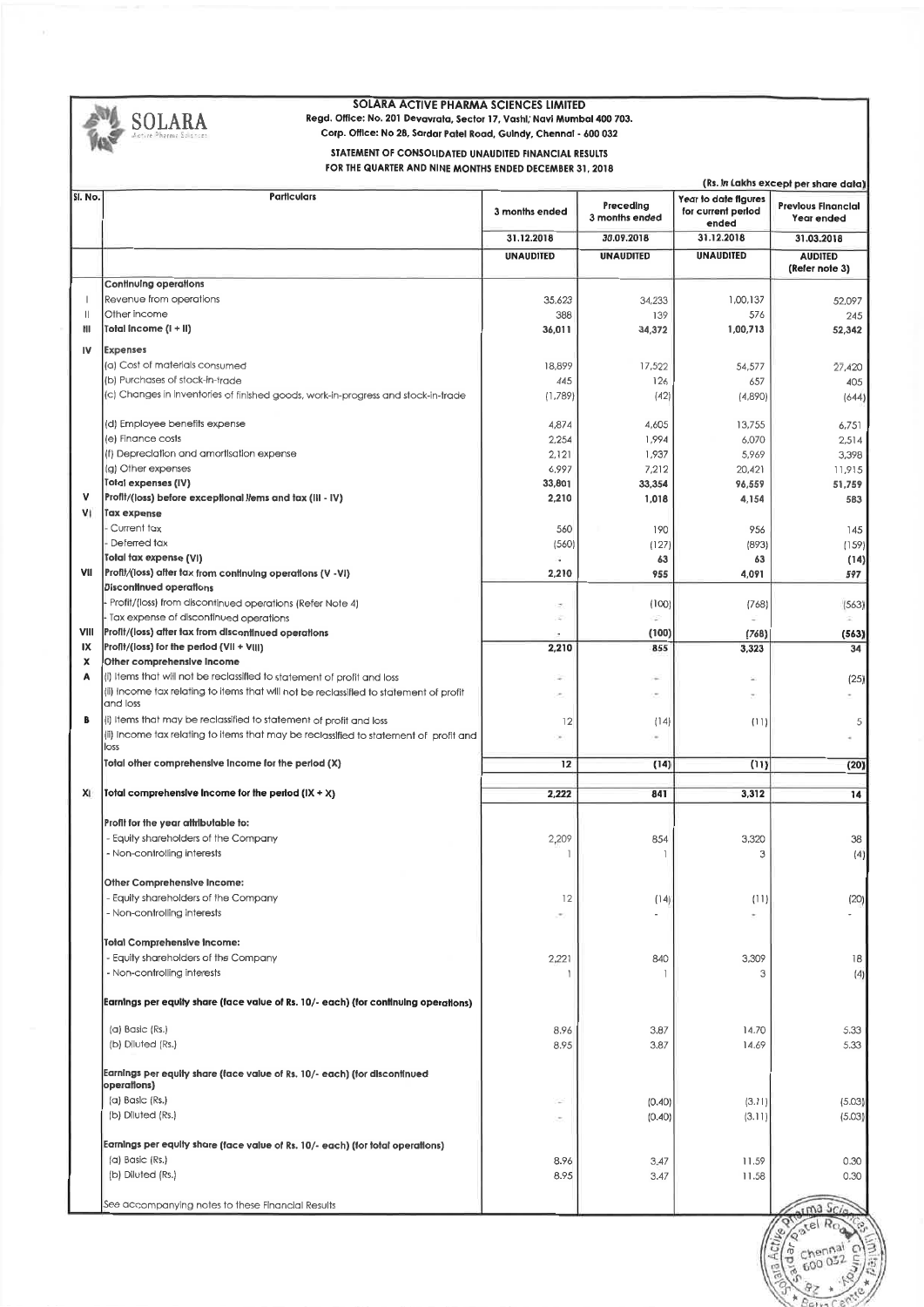# SOLARA ACTIVE PHARMA SCIENCES LIMITED

Regd. Office: No. 201 Devavrata, Sector 17, Vashi, Navi Mumbai 400 703.
Corp. Office: No 28, Sardar Patel Road, Guindy, Chennai - 600 032

## STATEMENT OF CONSOLIDATED UNAUDITED FINANCIAL RESULTS FOR THE QUARTER AND NINE MONTHS ENDED DECEMBER 31, 2018

(Rs. in Lakhs except per share data)

| Sl. No. | Particulars | 3 months ended | Preceding 3 months ended | Year to date figures for current period ended | Previous Financial Year ended |
|---|---|---|---|---|---|
| | | 31.12.2018 | 30.09.2018 | 31.12.2018 | 31.03.2018 |
| | | UNAUDITED | UNAUDITED | UNAUDITED | AUDITED (Refer note 3) |
| | **Continuing operations** | | | | |
| I | Revenue from operations | 35,623 | 34,233 | 1,00,137 | 52,097 |
| II | Other income | 388 | 139 | 576 | 245 |
| III | **Total income (I + II)** | **36,011** | **34,372** | **1,00,713** | **52,342** |
| IV | **Expenses** | | | | |
| | (a) Cost of materials consumed | 18,899 | 17,522 | 54,577 | 27,420 |
| | (b) Purchases of stock-in-trade | 445 | 126 | 657 | 405 |
| | (c) Changes in inventories of finished goods, work-in-progress and stock-in-trade | (1,789) | (42) | (4,890) | (644) |
| | (d) Employee benefits expense | 4,874 | 4,605 | 13,755 | 6,751 |
| | (e) Finance costs | 2,254 | 1,994 | 6,070 | 2,514 |
| | (f) Depreciation and amortisation expense | 2,121 | 1,937 | 5,969 | 3,398 |
| | (g) Other expenses | 6,997 | 7,212 | 20,421 | 11,915 |
| | **Total expenses (IV)** | **33,801** | **33,354** | **96,559** | **51,759** |
| V | **Profit/(loss) before exceptional items and tax (III - IV)** | **2,210** | **1,018** | **4,154** | **583** |
| VI | **Tax expense** | | | | |
| | - Current tax | 560 | 190 | 956 | 145 |
| | - Deferred tax | (560) | (127) | (893) | (159) |
| | **Total tax expense (VI)** | **-** | **63** | **63** | **(14)** |
| VII | **Profit/(loss) after tax from continuing operations (V -VI)** | **2,210** | **955** | **4,091** | **597** |
| | **Discontinued operations** | | | | |
| | - Profit/(loss) from discontinued operations (Refer Note 4) | - | (100) | (768) | (563) |
| | - Tax expense of discontinued operations | - | - | - | - |
| VIII | **Profit/(loss) after tax from discontinued operations** | **-** | **(100)** | **(768)** | **(563)** |
| IX | **Profit/(loss) for the period (VII + VIII)** | **2,210** | **855** | **3,323** | **34** |
| X | **Other comprehensive income** | | | | |
| A | (i) Items that will not be reclassified to statement of profit and loss | - | - | - | (25) |
| | (ii) Income tax relating to items that will not be reclassified to statement of profit and loss | - | - | - | - |
| B | (i) Items that may be reclassified to statement of profit and loss | 12 | (14) | (11) | 5 |
| | (ii) Income tax relating to items that may be reclassified to statement of profit and loss | - | - | | - |
| | **Total other comprehensive income for the period (X)** | **12** | **(14)** | **(11)** | **(20)** |
| XI | **Total comprehensive income for the period (IX + X)** | **2,222** | **841** | **3,312** | **14** |
| | **Profit for the year attributable to:** | | | | |
| | - Equity shareholders of the Company | 2,209 | 854 | 3,320 | 38 |
| | - Non-controlling interests | 1 | 1 | 3 | (4) |
| | **Other Comprehensive Income:** | | | | |
| | - Equity shareholders of the Company | 12 | (14) | (11) | (20) |
| | - Non-controlling interests | - | - | - | - |
| | **Total Comprehensive Income:** | | | | |
| | - Equity shareholders of the Company | 2,221 | 840 | 3,309 | 18 |
| | - Non-controlling interests | 1 | 1 | 3 | (4) |
| | **Earnings per equity share (face value of Rs. 10/- each) (for continuing operations)** | | | | |
| | (a) Basic (Rs.) | 8.96 | 3.87 | 14.70 | 5.33 |
| | (b) Diluted (Rs.) | 8.95 | 3.87 | 14.69 | 5.33 |
| | **Earnings per equity share (face value of Rs. 10/- each) (for discontinued operations)** | | | | |
| | (a) Basic (Rs.) | - | (0.40) | (3.11) | (5.03) |
| | (b) Diluted (Rs.) | - | (0.40) | (3.11) | (5.03) |
| | **Earnings per equity share (face value of Rs. 10/- each) (for total operations)** | | | | |
| | (a) Basic (Rs.) | 8.96 | 3.47 | 11.59 | 0.30 |
| | (b) Diluted (Rs.) | 8.95 | 3.47 | 11.58 | 0.30 |
| | See accompanying notes to these Financial Results | | | | |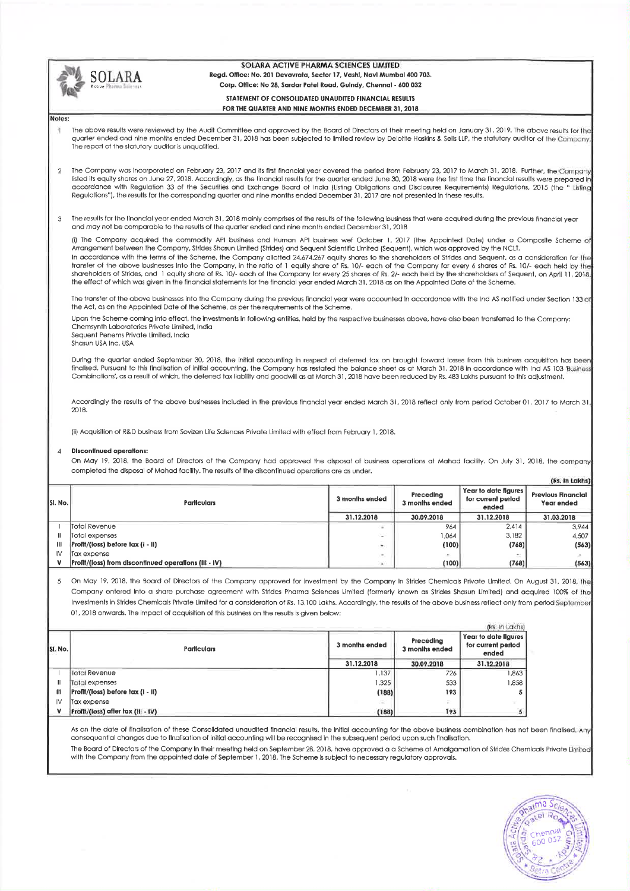# SOLARA ACTIVE PHARMA SCIENCES LIMITED

Regd. Office: No. 201 Devavrata, Sector 17, Vashi, Navi Mumbai 400 703.
Corp. Office: No 28, Sardar Patel Road, Guindy, Chennai - 600 032

## STATEMENT OF CONSOLIDATED UNAUDITED FINANCIAL RESULTS FOR THE QUARTER AND NINE MONTHS ENDED DECEMBER 31, 2018

**Notes:**

1. The above results were reviewed by the Audit Committee and approved by the Board of Directors at their meeting held on January 31, 2019. The above results for the quarter ended and nine months ended December 31, 2018 has been subjected to limited review by Deloitte Haskins & Sells LLP, the statutory auditor of the Company. The report of the statutory auditor is unqualified.

2. The Company was incorporated on February 23, 2017 and its first financial year covered the period from February 23, 2017 to March 31, 2018. Further, the Company listed its equity shares on June 27, 2018. Accordingly, as the financial results for the quarter ended June 30, 2018 were the first time the financial results were prepared in accordance with Regulation 33 of the Securities and Exchange Board of India (Listing Obligations and Disclosures Requirements) Regulations, 2015 (the " Listing Regulations"), the results for the corresponding quarter and nine months ended December 31, 2017 are not presented in these results.

3. The results for the financial year ended March 31, 2018 mainly comprises of the results of the following business that were acquired during the previous financial year and may not be comparable to the results of the quarter ended and nine month ended December 31, 2018

   (i) The Company acquired the commodity API business and Human API business wef October 1, 2017 (the Appointed Date) under a Composite Scheme of Arrangement between the Company, Strides Shasun Limited (Strides) and Sequent Scientific Limited (Sequent), which was approved by the NCLT.
   In accordance with the terms of the Scheme, the Company allotted 24,674,267 equity shares to the shareholders of Strides and Sequent, as a consideration for the transfer of the above businesses into the Company, in the ratio of 1 equity share of Rs. 10/- each of the Company for every 6 shares of Rs. 10/- each held by the shareholders of Strides, and 1 equity share of Rs. 10/- each of the Company for every 25 shares of Rs. 2/- each held by the shareholders of Sequent, on April 11, 2018, the effect of which was given in the financial statements for the financial year ended March 31, 2018 as on the Appointed Date of the Scheme.

   The transfer of the above businesses into the Company during the previous financial year were accounted in accordance with the Ind AS notified under Section 133 of the Act, as on the Appointed Date of the Scheme, as per the requirements of the Scheme.

   Upon the Scheme coming into effect, the investments in following entities, held by the respective businesses above, have also been transferred to the Company:
   Chemsynth Laboratories Private Limited, India
   Sequent Penems Private Limited, India
   Shasun USA Inc, USA

   During the quarter ended September 30, 2018, the initial accounting in respect of deferred tax on brought forward losses from this business acquisition has been finalised. Pursuant to this finalisation of initial accounting, the Company has restated the balance sheet as at March 31, 2018 in accordance with Ind AS 103 'Business Combinations', as a result of which, the deferred tax liability and goodwill as at March 31, 2018 have been reduced by Rs. 483 Lakhs pursuant to this adjustment.

   Accordingly the results of the above businesses included in the previous financial year ended March 31, 2018 reflect only from period October 01, 2017 to March 31, 2018.

   (ii) Acquisition of R&D business from Sovizen Life Sciences Private Limited with effect from February 1, 2018.

4. **Discontinued operations:**
   On May 19, 2018, the Board of Directors of the Company had approved the disposal of business operations at Mahad facility. On July 31, 2018, the company completed the disposal of Mahad facility. The results of the discontinued operations are as under.

(Rs. In Lakhs)

| Sl. No. | Particulars | 3 months ended | Preceding 3 months ended | Year to date figures for current period ended | Previous Financial Year ended |
|---|---|---|---|---|---|
| | | 31.12.2018 | 30.09.2018 | 31.12.2018 | 31.03.2018 |
| I | Total Revenue | - | 964 | 2,414 | 3,944 |
| II | Total expenses | - | 1,064 | 3,182 | 4,507 |
| III | **Profit/(loss) before tax (I - II)** | - | (100) | (768) | (563) |
| IV | Tax expense | - | - | - | - |
| V | **Profit/(loss) from discontinued operations (III - IV)** | - | (100) | (768) | (563) |

5. On May 19, 2018, the Board of Directors of the Company approved for investment by the Company in Strides Chemicals Private Limited. On August 31, 2018, the Company entered into a share purchase agreement with Strides Pharma Sciences Limited (formerly known as Strides Shasun Limited) and acquired 100% of the investments in Strides Chemicals Private Limited for a consideration of Rs. 13,100 Lakhs. Accordingly, the results of the above business reflect only from period September 01, 2018 onwards. The impact of acquisition of this business on the results is given below:

(Rs. In Lakhs)

| Sl. No. | Particulars | 3 months ended | Preceding 3 months ended | Year to date figures for current period ended |
|---|---|---|---|---|
| | | 31.12.2018 | 30.09.2018 | 31.12.2018 |
| I | Total Revenue | 1,137 | 726 | 1,863 |
| II | Total expenses | 1,325 | 533 | 1,858 |
| III | **Profit/(loss) before tax (I - II)** | (188) | 193 | 5 |
| IV | Tax expense | - | - | - |
| V | **Profit/(loss) after tax (III - IV)** | (188) | 193 | 5 |

As on the date of finalisation of these Consolidated unaudited financial results, the initial accounting for the above business combination has not been finalised. Any consequential changes due to finalisation of initial accounting will be recognised in the subsequent period upon such finalisation.

The Board of Directors of the Company in their meeting held on September 28, 2018, have approved a a Scheme of Amalgamation of Strides Chemicals Private Limited with the Company from the appointed date of September 1, 2018. The Scheme is subject to necessary regulatory approvals.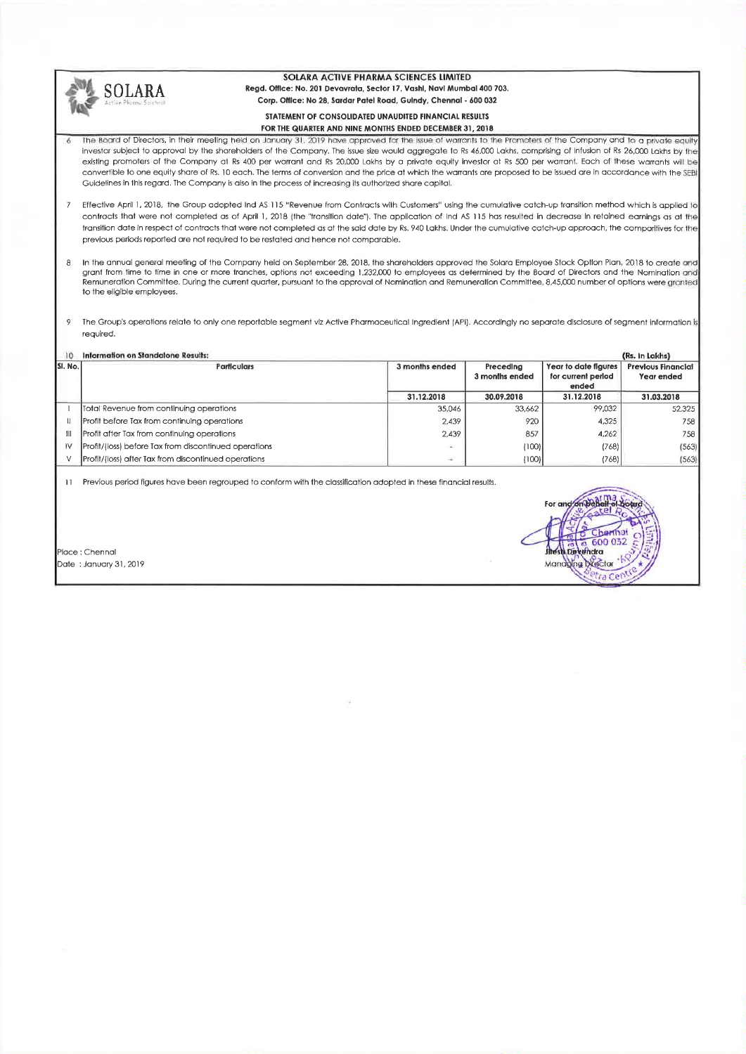SOLARA
Active Pharma Sciences

**SOLARA ACTIVE PHARMA SCIENCES LIMITED**

**Regd. Office: No. 201 Devavrata, Sector 17, Vashi, Navi Mumbai 400 703.**

**Corp. Office: No 28, Sardar Patel Road, Guindy, Chennai - 600 032**

**STATEMENT OF CONSOLIDATED UNAUDITED FINANCIAL RESULTS**

**FOR THE QUARTER AND NINE MONTHS ENDED DECEMBER 31, 2018**

6 The Board of Directors, in their meeting held on January 31, 2019 have approved for the issue of warrants to the Promoters of the Company and to a private equity investor subject to approval by the shareholders of the Company. The issue size would aggregate to Rs 46,000 Lakhs, comprising of infusion of Rs 26,000 Lakhs by the existing promoters of the Company at Rs 400 per warrant and Rs 20,000 Lakhs by a private equity investor at Rs 500 per warrant. Each of these warrants will be convertible to one equity share of Rs. 10 each. The terms of conversion and the price at which the warrants are proposed to be issued are in accordance with the SEBI Guidelines in this regard. The Company is also in the process of increasing its authorized share capital.

7 Effective April 1, 2018, the Group adopted Ind AS 115 "Revenue from Contracts with Customers" using the cumulative catch-up transition method which is applied to contracts that were not completed as of April 1, 2018 (the "transition date"). The application of Ind AS 115 has resulted in decrease in retained earnings as at the transition date in respect of contracts that were not completed as at the said date by Rs. 940 Lakhs. Under the cumulative catch-up approach, the comparitives for the previous periods reported are not required to be restated and hence not comparable.

8 In the annual general meeting of the Company held on September 28, 2018, the shareholders approved the Solara Employee Stock Option Plan, 2018 to create and grant from time to time in one or more tranches, options not exceeding 1,232,000 to employees as determined by the Board of Directors and the Nomination and Remuneration Committee. During the current quarter, pursuant to the approval of Nomination and Remuneration Committee, 8,45,000 number of options were granted to the eligible employees.

9 The Group's operations relate to only one reportable segment viz Active Pharmaceutical Ingredient (API). Accordingly no separate disclosure of segment information is required.

10 **Information on Standalone Results:** **(Rs. In Lakhs)**

| Sl. No. | Particulars | 3 months ended | Preceding 3 months ended | Year to date figures for current period ended | Previous Financial Year ended |
|---|---|---|---|---|---|
| | | 31.12.2018 | 30.09.2018 | 31.12.2018 | 31.03.2018 |
| I | Total Revenue from continuing operations | 35,046 | 33,662 | 99,032 | 52,325 |
| II | Profit before Tax from continuing operations | 2,439 | 920 | 4,325 | 758 |
| III | Profit after Tax from continuing operations | 2,439 | 857 | 4,262 | 758 |
| IV | Profit/(loss) before Tax from discontinued operations | - | (100) | (768) | (563) |
| V | Profit/(loss) after Tax from discontinued operations | - | (100) | (768) | (563) |

11 Previous period figures have been regrouped to conform with the classification adopted in these financial results.

For and on behalf of Board

Jitesh Devendra
Managing Director

Place : Chennai
Date : January 31, 2019